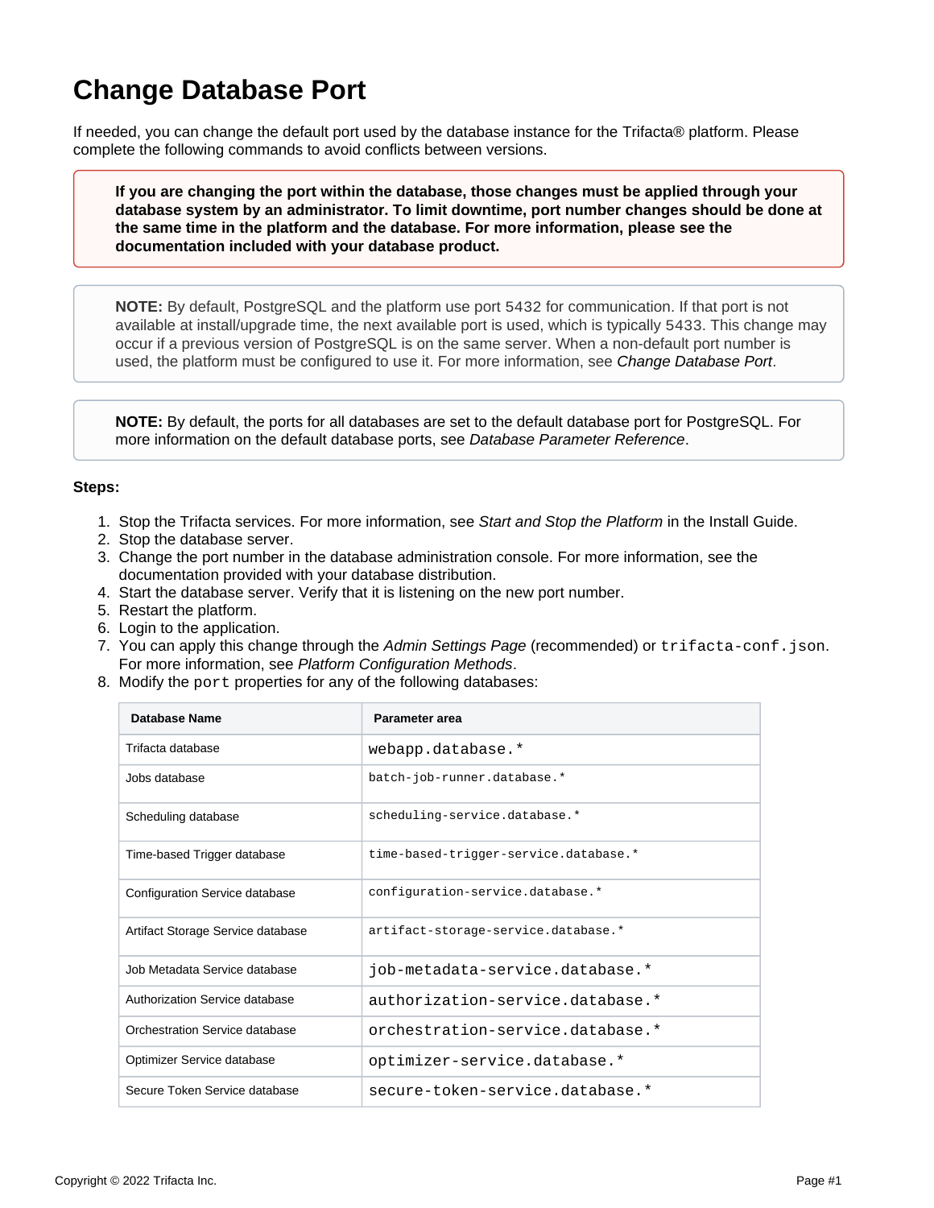# Change Database Port

If needed, you can change the default port used by the database instance for the Trifacta® platform. Please complete the following commands to avoid conflicts between versions.

> **If you are changing the port within the database, those changes must be applied through your database system by an administrator. To limit downtime, port number changes should be done at the same time in the platform and the database. For more information, please see the documentation included with your database product.**

> **NOTE:** By default, PostgreSQL and the platform use port 5432 for communication. If that port is not available at install/upgrade time, the next available port is used, which is typically 5433. This change may occur if a previous version of PostgreSQL is on the same server. When a non-default port number is used, the platform must be configured to use it. For more information, see *Change Database Port*.

> **NOTE:** By default, the ports for all databases are set to the default database port for PostgreSQL. For more information on the default database ports, see *Database Parameter Reference*.

**Steps:**

1. Stop the Trifacta services. For more information, see *Start and Stop the Platform* in the Install Guide.
2. Stop the database server.
3. Change the port number in the database administration console. For more information, see the documentation provided with your database distribution.
4. Start the database server. Verify that it is listening on the new port number.
5. Restart the platform.
6. Login to the application.
7. You can apply this change through the *Admin Settings Page* (recommended) or `trifacta-conf.json`. For more information, see *Platform Configuration Methods*.
8. Modify the `port` properties for any of the following databases:

| Database Name | Parameter area |
|---|---|
| Trifacta database | `webapp.database.*` |
| Jobs database | `batch-job-runner.database.*` |
| Scheduling database | `scheduling-service.database.*` |
| Time-based Trigger database | `time-based-trigger-service.database.*` |
| Configuration Service database | `configuration-service.database.*` |
| Artifact Storage Service database | `artifact-storage-service.database.*` |
| Job Metadata Service database | `job-metadata-service.database.*` |
| Authorization Service database | `authorization-service.database.*` |
| Orchestration Service database | `orchestration-service.database.*` |
| Optimizer Service database | `optimizer-service.database.*` |
| Secure Token Service database | `secure-token-service.database.*` |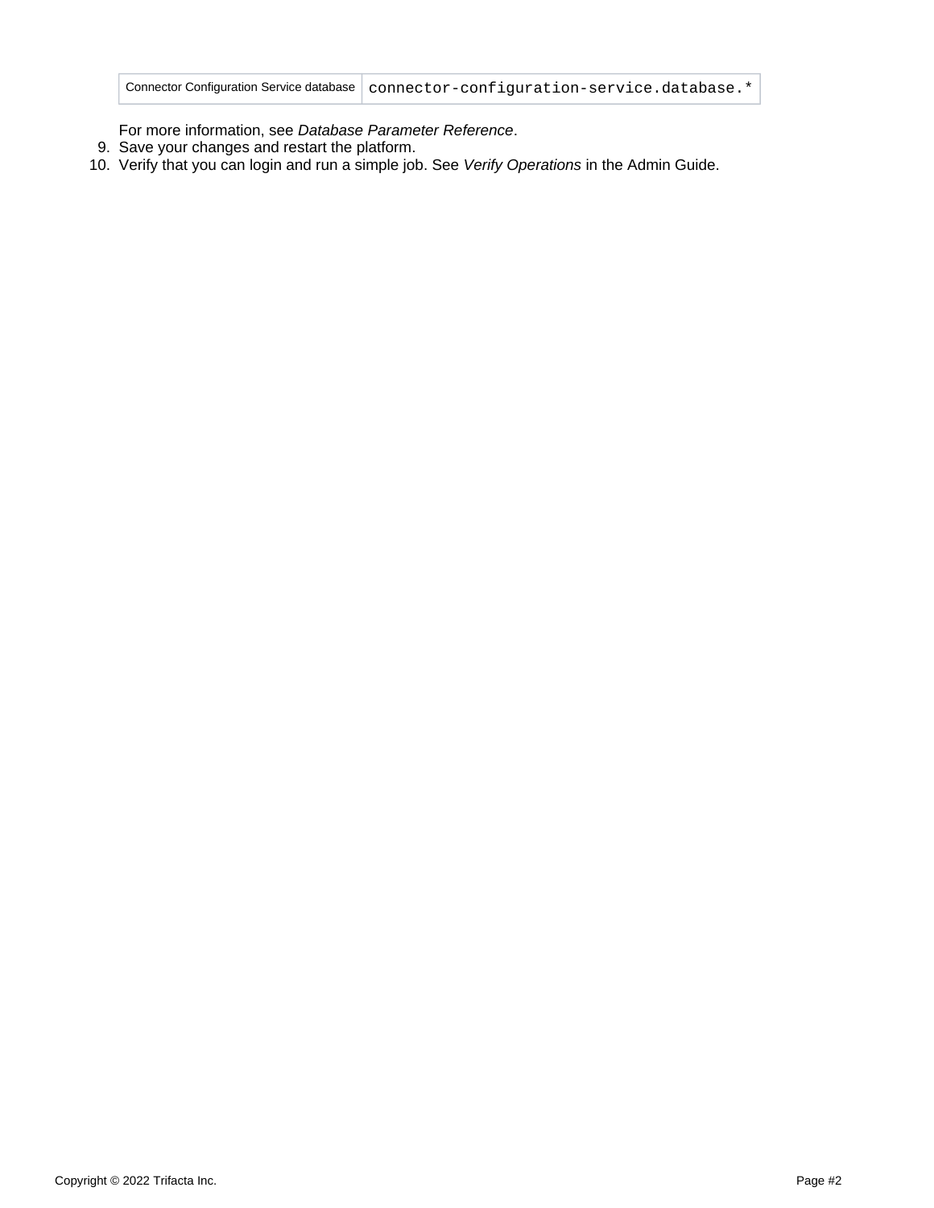| | |
|---|---|
| Connector Configuration Service database | `connector-configuration-service.database.*` |

For more information, see *Database Parameter Reference*.

9. Save your changes and restart the platform.
10. Verify that you can login and run a simple job. See *Verify Operations* in the Admin Guide.